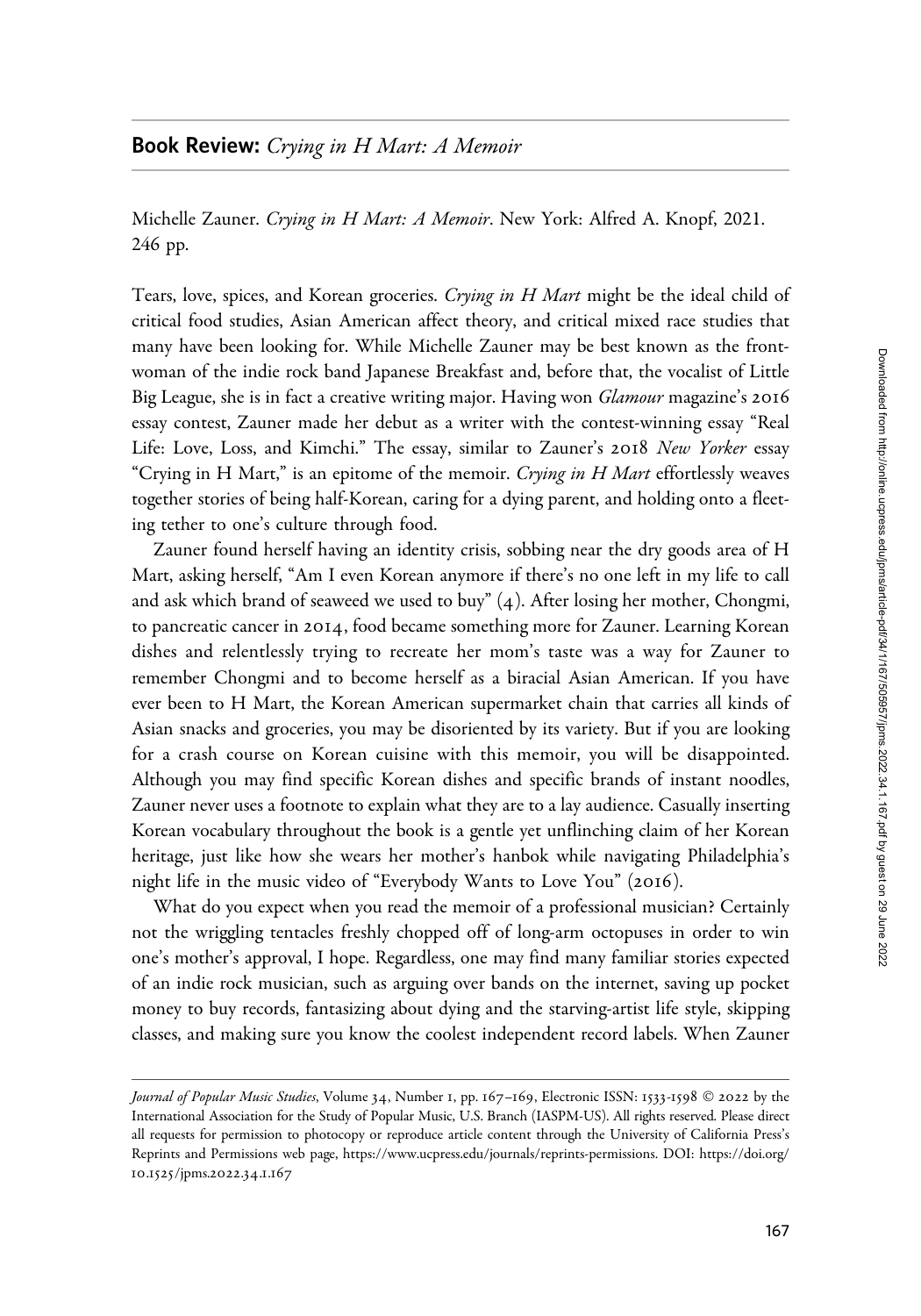## Book Review: *Crying in H Mart: A Memoir*

Michelle Zauner. *Crying in H Mart: A Memoir*. New York: Alfred A. Knopf, 2021. 246 pp.

Tears, love, spices, and Korean groceries. *Crying in H Mart* might be the ideal child of critical food studies, Asian American affect theory, and critical mixed race studies that many have been looking for. While Michelle Zauner may be best known as the front-woman of the indie rock band Japanese Breakfast and, before that, the vocalist of Little Big League, she is in fact a creative writing major. Having won *Glamour* magazine's 2016 essay contest, Zauner made her debut as a writer with the contest-winning essay "Real Life: Love, Loss, and Kimchi." The essay, similar to Zauner's 2018 *New Yorker* essay "Crying in H Mart," is an epitome of the memoir. *Crying in H Mart* effortlessly weaves together stories of being half-Korean, caring for a dying parent, and holding onto a fleeting tether to one's culture through food.

Zauner found herself having an identity crisis, sobbing near the dry goods area of H Mart, asking herself, "Am I even Korean anymore if there's no one left in my life to call and ask which brand of seaweed we used to buy" (4). After losing her mother, Chongmi, to pancreatic cancer in 2014, food became something more for Zauner. Learning Korean dishes and relentlessly trying to recreate her mom's taste was a way for Zauner to remember Chongmi and to become herself as a biracial Asian American. If you have ever been to H Mart, the Korean American supermarket chain that carries all kinds of Asian snacks and groceries, you may be disoriented by its variety. But if you are looking for a crash course on Korean cuisine with this memoir, you will be disappointed. Although you may find specific Korean dishes and specific brands of instant noodles, Zauner never uses a footnote to explain what they are to a lay audience. Casually inserting Korean vocabulary throughout the book is a gentle yet unflinching claim of her Korean heritage, just like how she wears her mother's hanbok while navigating Philadelphia's night life in the music video of "Everybody Wants to Love You" (2016).

What do you expect when you read the memoir of a professional musician? Certainly not the wriggling tentacles freshly chopped off of long-arm octopuses in order to win one's mother's approval, I hope. Regardless, one may find many familiar stories expected of an indie rock musician, such as arguing over bands on the internet, saving up pocket money to buy records, fantasizing about dying and the starving-artist life style, skipping classes, and making sure you know the coolest independent record labels. When Zauner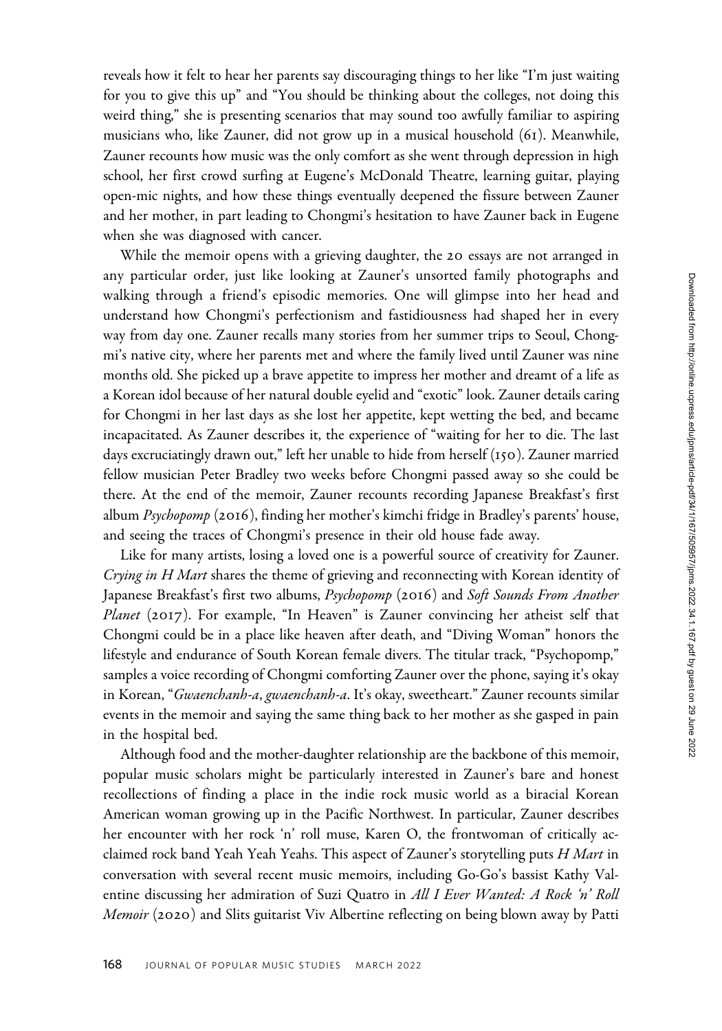reveals how it felt to hear her parents say discouraging things to her like "I'm just waiting for you to give this up" and "You should be thinking about the colleges, not doing this weird thing," she is presenting scenarios that may sound too awfully familiar to aspiring musicians who, like Zauner, did not grow up in a musical household (61). Meanwhile, Zauner recounts how music was the only comfort as she went through depression in high school, her first crowd surfing at Eugene's McDonald Theatre, learning guitar, playing open-mic nights, and how these things eventually deepened the fissure between Zauner and her mother, in part leading to Chongmi's hesitation to have Zauner back in Eugene when she was diagnosed with cancer.

While the memoir opens with a grieving daughter, the 20 essays are not arranged in any particular order, just like looking at Zauner's unsorted family photographs and walking through a friend's episodic memories. One will glimpse into her head and understand how Chongmi's perfectionism and fastidiousness had shaped her in every way from day one. Zauner recalls many stories from her summer trips to Seoul, Chongmi's native city, where her parents met and where the family lived until Zauner was nine months old. She picked up a brave appetite to impress her mother and dreamt of a life as a Korean idol because of her natural double eyelid and "exotic" look. Zauner details caring for Chongmi in her last days as she lost her appetite, kept wetting the bed, and became incapacitated. As Zauner describes it, the experience of "waiting for her to die. The last days excruciatingly drawn out," left her unable to hide from herself (150). Zauner married fellow musician Peter Bradley two weeks before Chongmi passed away so she could be there. At the end of the memoir, Zauner recounts recording Japanese Breakfast's first album *Psychopomp* (2016), finding her mother's kimchi fridge in Bradley's parents' house, and seeing the traces of Chongmi's presence in their old house fade away.

Like for many artists, losing a loved one is a powerful source of creativity for Zauner. *Crying in H Mart* shares the theme of grieving and reconnecting with Korean identity of Japanese Breakfast's first two albums, *Psychopomp* (2016) and *Soft Sounds From Another Planet* (2017). For example, "In Heaven" is Zauner convincing her atheist self that Chongmi could be in a place like heaven after death, and "Diving Woman" honors the lifestyle and endurance of South Korean female divers. The titular track, "Psychopomp," samples a voice recording of Chongmi comforting Zauner over the phone, saying it's okay in Korean, "*Gwaenchanh-a*, *gwaenchanh-a*. It's okay, sweetheart." Zauner recounts similar events in the memoir and saying the same thing back to her mother as she gasped in pain in the hospital bed.

Although food and the mother-daughter relationship are the backbone of this memoir, popular music scholars might be particularly interested in Zauner's bare and honest recollections of finding a place in the indie rock music world as a biracial Korean American woman growing up in the Pacific Northwest. In particular, Zauner describes her encounter with her rock 'n' roll muse, Karen O, the frontwoman of critically acclaimed rock band Yeah Yeah Yeahs. This aspect of Zauner's storytelling puts *H Mart* in conversation with several recent music memoirs, including Go-Go's bassist Kathy Valentine discussing her admiration of Suzi Quatro in *All I Ever Wanted: A Rock 'n' Roll Memoir* (2020) and Slits guitarist Viv Albertine reflecting on being blown away by Patti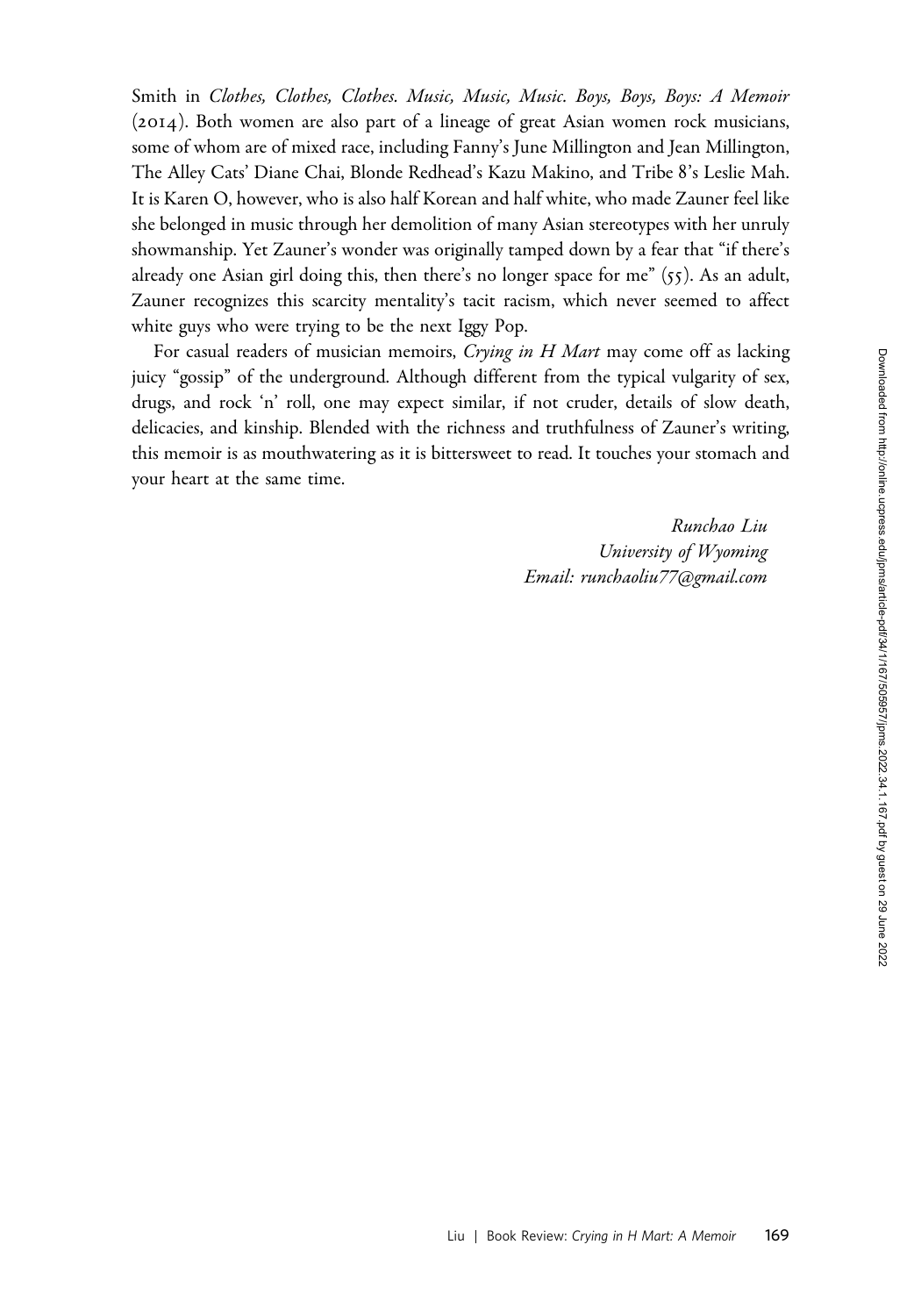Smith in *Clothes, Clothes, Clothes. Music, Music, Music. Boys, Boys, Boys: A Memoir* (2014). Both women are also part of a lineage of great Asian women rock musicians, some of whom are of mixed race, including Fanny's June Millington and Jean Millington, The Alley Cats' Diane Chai, Blonde Redhead's Kazu Makino, and Tribe 8's Leslie Mah. It is Karen O, however, who is also half Korean and half white, who made Zauner feel like she belonged in music through her demolition of many Asian stereotypes with her unruly showmanship. Yet Zauner's wonder was originally tamped down by a fear that "if there's already one Asian girl doing this, then there's no longer space for me" (55). As an adult, Zauner recognizes this scarcity mentality's tacit racism, which never seemed to affect white guys who were trying to be the next Iggy Pop.

For casual readers of musician memoirs, *Crying in H Mart* may come off as lacking juicy "gossip" of the underground. Although different from the typical vulgarity of sex, drugs, and rock 'n' roll, one may expect similar, if not cruder, details of slow death, delicacies, and kinship. Blended with the richness and truthfulness of Zauner's writing, this memoir is as mouthwatering as it is bittersweet to read. It touches your stomach and your heart at the same time.

*Runchao Liu*
*University of Wyoming*
*Email: runchaoliu77@gmail.com*